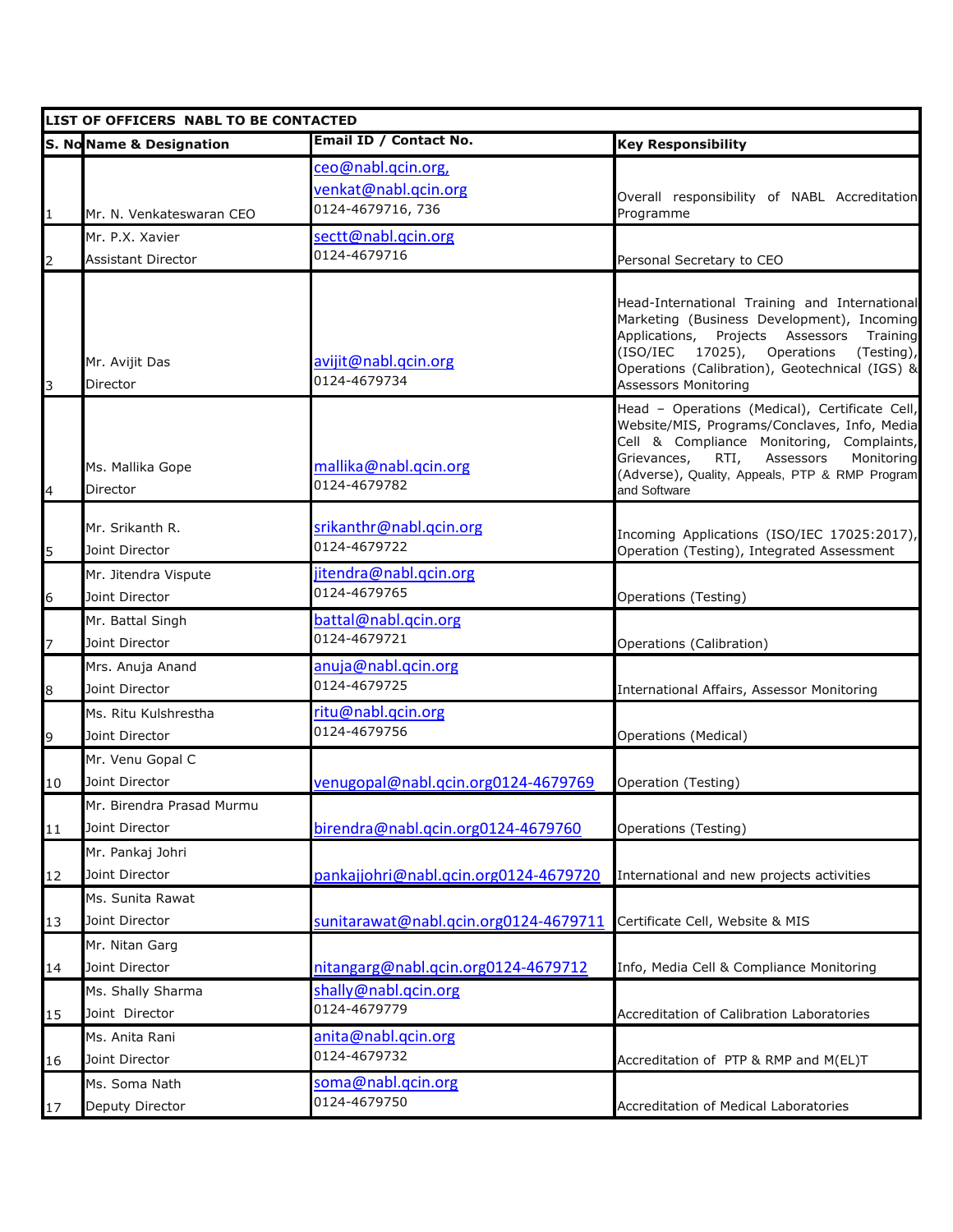| LIST OF OFFICERS NABL TO BE CONTACTED | | | |
|---|---|---|---|
| S. No | Name & Designation | Email ID / Contact No. | Key Responsibility |
| 1 | Mr. N. Venkateswaran CEO | ceo@nabl.qcin.org, venkat@nabl.qcin.org 0124-4679716, 736 | Overall responsibility of NABL Accreditation Programme |
| 2 | Mr. P.X. Xavier Assistant Director | sectt@nabl.qcin.org 0124-4679716 | Personal Secretary to CEO |
| 3 | Mr. Avijit Das Director | avijit@nabl.qcin.org 0124-4679734 | Head-International Training and International Marketing (Business Development), Incoming Applications, Projects Assessors Training (ISO/IEC 17025), Operations (Testing), Operations (Calibration), Geotechnical (IGS) & Assessors Monitoring |
| 4 | Ms. Mallika Gope Director | mallika@nabl.qcin.org 0124-4679782 | Head – Operations (Medical), Certificate Cell, Website/MIS, Programs/Conclaves, Info, Media Cell & Compliance Monitoring, Complaints, Grievances, RTI, Assessors Monitoring (Adverse), Quality, Appeals, PTP & RMP Program and Software |
| 5 | Mr. Srikanth R. Joint Director | srikanthr@nabl.qcin.org 0124-4679722 | Incoming Applications (ISO/IEC 17025:2017), Operation (Testing), Integrated Assessment |
| 6 | Mr. Jitendra Vispute Joint Director | jitendra@nabl.qcin.org 0124-4679765 | Operations (Testing) |
| 7 | Mr. Battal Singh Joint Director | battal@nabl.qcin.org 0124-4679721 | Operations (Calibration) |
| 8 | Mrs. Anuja Anand Joint Director | anuja@nabl.qcin.org 0124-4679725 | International Affairs, Assessor Monitoring |
| 9 | Ms. Ritu Kulshrestha Joint Director | ritu@nabl.qcin.org 0124-4679756 | Operations (Medical) |
| 10 | Mr. Venu Gopal C Joint Director | venugopal@nabl.qcin.org0124-4679769 | Operation (Testing) |
| 11 | Mr. Birendra Prasad Murmu Joint Director | birendra@nabl.qcin.org0124-4679760 | Operations (Testing) |
| 12 | Mr. Pankaj Johri Joint Director | pankajjohri@nabl.qcin.org0124-4679720 | International and new projects activities |
| 13 | Ms. Sunita Rawat Joint Director | sunitarawat@nabl.qcin.org0124-4679711 | Certificate Cell, Website & MIS |
| 14 | Mr. Nitan Garg Joint Director | nitangarg@nabl.qcin.org0124-4679712 | Info, Media Cell & Compliance Monitoring |
| 15 | Ms. Shally Sharma Joint Director | shally@nabl.qcin.org 0124-4679779 | Accreditation of Calibration Laboratories |
| 16 | Ms. Anita Rani Joint Director | anita@nabl.qcin.org 0124-4679732 | Accreditation of PTP & RMP and M(EL)T |
| 17 | Ms. Soma Nath Deputy Director | soma@nabl.qcin.org 0124-4679750 | Accreditation of Medical Laboratories |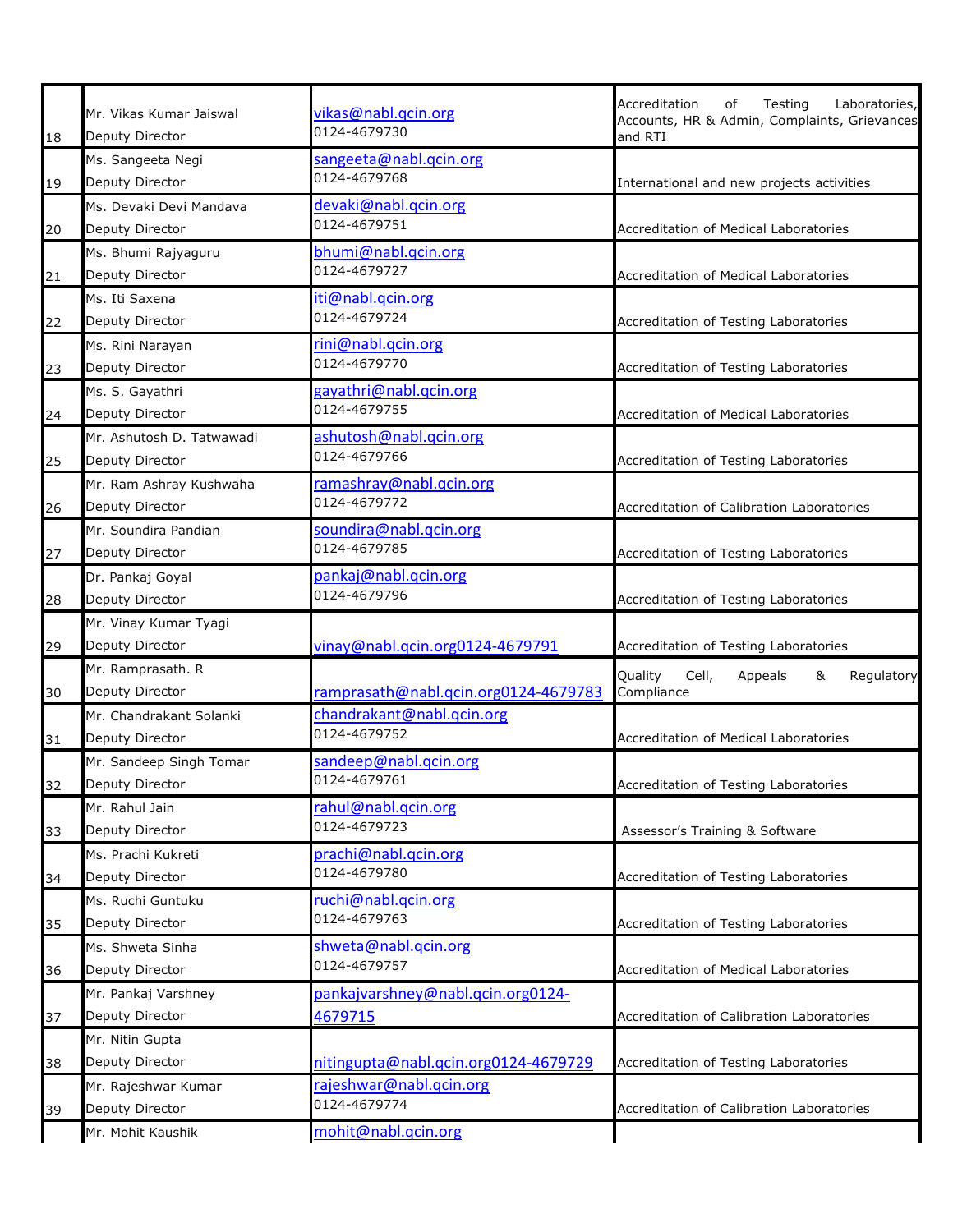| | | | |
|---|---|---|---|
| 18 | Mr. Vikas Kumar Jaiswal<br>Deputy Director | vikas@nabl.qcin.org<br>0124-4679730 | Accreditation of Testing Laboratories, Accounts, HR & Admin, Complaints, Grievances and RTI |
| 19 | Ms. Sangeeta Negi<br>Deputy Director | sangeeta@nabl.qcin.org<br>0124-4679768 | International and new projects activities |
| 20 | Ms. Devaki Devi Mandava<br>Deputy Director | devaki@nabl.qcin.org<br>0124-4679751 | Accreditation of Medical Laboratories |
| 21 | Ms. Bhumi Rajyaguru<br>Deputy Director | bhumi@nabl.qcin.org<br>0124-4679727 | Accreditation of Medical Laboratories |
| 22 | Ms. Iti Saxena<br>Deputy Director | iti@nabl.qcin.org<br>0124-4679724 | Accreditation of Testing Laboratories |
| 23 | Ms. Rini Narayan<br>Deputy Director | rini@nabl.qcin.org<br>0124-4679770 | Accreditation of Testing Laboratories |
| 24 | Ms. S. Gayathri<br>Deputy Director | gayathri@nabl.qcin.org<br>0124-4679755 | Accreditation of Medical Laboratories |
| 25 | Mr. Ashutosh D. Tatwawadi<br>Deputy Director | ashutosh@nabl.qcin.org<br>0124-4679766 | Accreditation of Testing Laboratories |
| 26 | Mr. Ram Ashray Kushwaha<br>Deputy Director | ramashray@nabl.qcin.org<br>0124-4679772 | Accreditation of Calibration Laboratories |
| 27 | Mr. Soundira Pandian<br>Deputy Director | soundira@nabl.qcin.org<br>0124-4679785 | Accreditation of Testing Laboratories |
| 28 | Dr. Pankaj Goyal<br>Deputy Director | pankaj@nabl.qcin.org<br>0124-4679796 | Accreditation of Testing Laboratories |
| 29 | Mr. Vinay Kumar Tyagi<br>Deputy Director | vinay@nabl.qcin.org0124-4679791 | Accreditation of Testing Laboratories |
| 30 | Mr. Ramprasath. R<br>Deputy Director | ramprasath@nabl.qcin.org0124-4679783 | Quality Cell, Appeals & Regulatory Compliance |
| 31 | Mr. Chandrakant Solanki<br>Deputy Director | chandrakant@nabl.qcin.org<br>0124-4679752 | Accreditation of Medical Laboratories |
| 32 | Mr. Sandeep Singh Tomar<br>Deputy Director | sandeep@nabl.qcin.org<br>0124-4679761 | Accreditation of Testing Laboratories |
| 33 | Mr. Rahul Jain<br>Deputy Director | rahul@nabl.qcin.org<br>0124-4679723 | Assessor's Training & Software |
| 34 | Ms. Prachi Kukreti<br>Deputy Director | prachi@nabl.qcin.org<br>0124-4679780 | Accreditation of Testing Laboratories |
| 35 | Ms. Ruchi Guntuku<br>Deputy Director | ruchi@nabl.qcin.org<br>0124-4679763 | Accreditation of Testing Laboratories |
| 36 | Ms. Shweta Sinha<br>Deputy Director | shweta@nabl.qcin.org<br>0124-4679757 | Accreditation of Medical Laboratories |
| 37 | Mr. Pankaj Varshney<br>Deputy Director | pankajvarshney@nabl.qcin.org0124-4679715 | Accreditation of Calibration Laboratories |
| 38 | Mr. Nitin Gupta<br>Deputy Director | nitingupta@nabl.qcin.org0124-4679729 | Accreditation of Testing Laboratories |
| 39 | Mr. Rajeshwar Kumar<br>Deputy Director | rajeshwar@nabl.qcin.org<br>0124-4679774 | Accreditation of Calibration Laboratories |
| | Mr. Mohit Kaushik | mohit@nabl.qcin.org | |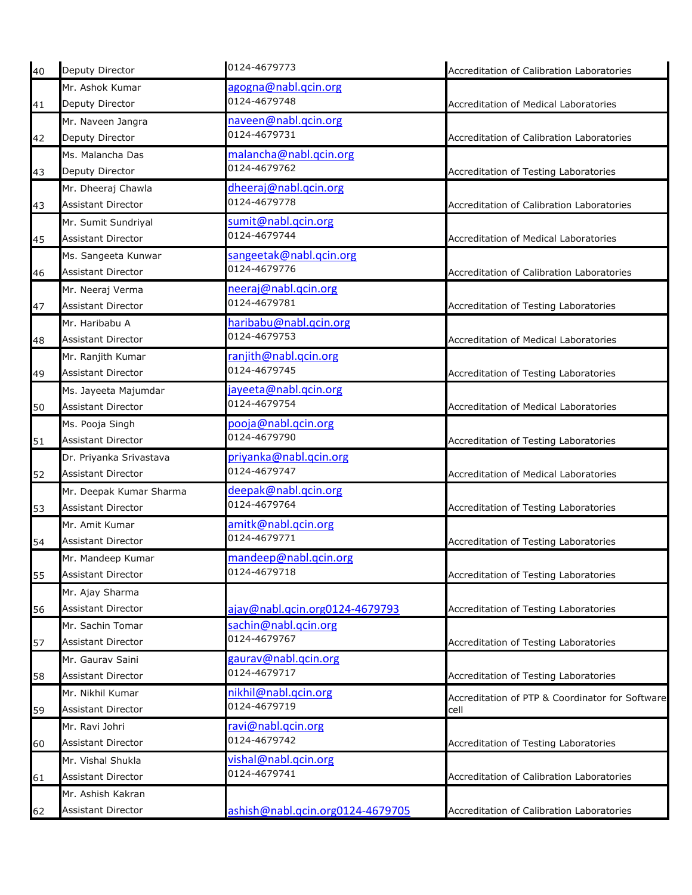| 40 | Deputy Director | 0124-4679773 | Accreditation of Calibration Laboratories |
|---|---|---|---|
| 41 | Mr. Ashok Kumar<br>Deputy Director | agogna@nabl.qcin.org<br>0124-4679748 | Accreditation of Medical Laboratories |
| 42 | Mr. Naveen Jangra<br>Deputy Director | naveen@nabl.qcin.org<br>0124-4679731 | Accreditation of Calibration Laboratories |
| 43 | Ms. Malancha Das<br>Deputy Director | malancha@nabl.qcin.org<br>0124-4679762 | Accreditation of Testing Laboratories |
| 43 | Mr. Dheeraj Chawla<br>Assistant Director | dheeraj@nabl.qcin.org<br>0124-4679778 | Accreditation of Calibration Laboratories |
| 45 | Mr. Sumit Sundriyal<br>Assistant Director | sumit@nabl.qcin.org<br>0124-4679744 | Accreditation of Medical Laboratories |
| 46 | Ms. Sangeeta Kunwar<br>Assistant Director | sangeetak@nabl.qcin.org<br>0124-4679776 | Accreditation of Calibration Laboratories |
| 47 | Mr. Neeraj Verma<br>Assistant Director | neeraj@nabl.qcin.org<br>0124-4679781 | Accreditation of Testing Laboratories |
| 48 | Mr. Haribabu A<br>Assistant Director | haribabu@nabl.qcin.org<br>0124-4679753 | Accreditation of Medical Laboratories |
| 49 | Mr. Ranjith Kumar<br>Assistant Director | ranjith@nabl.qcin.org<br>0124-4679745 | Accreditation of Testing Laboratories |
| 50 | Ms. Jayeeta Majumdar<br>Assistant Director | jayeeta@nabl.qcin.org<br>0124-4679754 | Accreditation of Medical Laboratories |
| 51 | Ms. Pooja Singh<br>Assistant Director | pooja@nabl.qcin.org<br>0124-4679790 | Accreditation of Testing Laboratories |
| 52 | Dr. Priyanka Srivastava<br>Assistant Director | priyanka@nabl.qcin.org<br>0124-4679747 | Accreditation of Medical Laboratories |
| 53 | Mr. Deepak Kumar Sharma<br>Assistant Director | deepak@nabl.qcin.org<br>0124-4679764 | Accreditation of Testing Laboratories |
| 54 | Mr. Amit Kumar<br>Assistant Director | amitk@nabl.qcin.org<br>0124-4679771 | Accreditation of Testing Laboratories |
| 55 | Mr. Mandeep Kumar<br>Assistant Director | mandeep@nabl.qcin.org<br>0124-4679718 | Accreditation of Testing Laboratories |
| 56 | Mr. Ajay Sharma<br>Assistant Director | ajay@nabl.qcin.org0124-4679793 | Accreditation of Testing Laboratories |
| 57 | Mr. Sachin Tomar<br>Assistant Director | sachin@nabl.qcin.org<br>0124-4679767 | Accreditation of Testing Laboratories |
| 58 | Mr. Gaurav Saini<br>Assistant Director | gaurav@nabl.qcin.org<br>0124-4679717 | Accreditation of Testing Laboratories |
| 59 | Mr. Nikhil Kumar<br>Assistant Director | nikhil@nabl.qcin.org<br>0124-4679719 | Accreditation of PTP & Coordinator for Software cell |
| 60 | Mr. Ravi Johri<br>Assistant Director | ravi@nabl.qcin.org<br>0124-4679742 | Accreditation of Testing Laboratories |
| 61 | Mr. Vishal Shukla<br>Assistant Director | vishal@nabl.qcin.org<br>0124-4679741 | Accreditation of Calibration Laboratories |
| 62 | Mr. Ashish Kakran<br>Assistant Director | ashish@nabl.qcin.org0124-4679705 | Accreditation of Calibration Laboratories |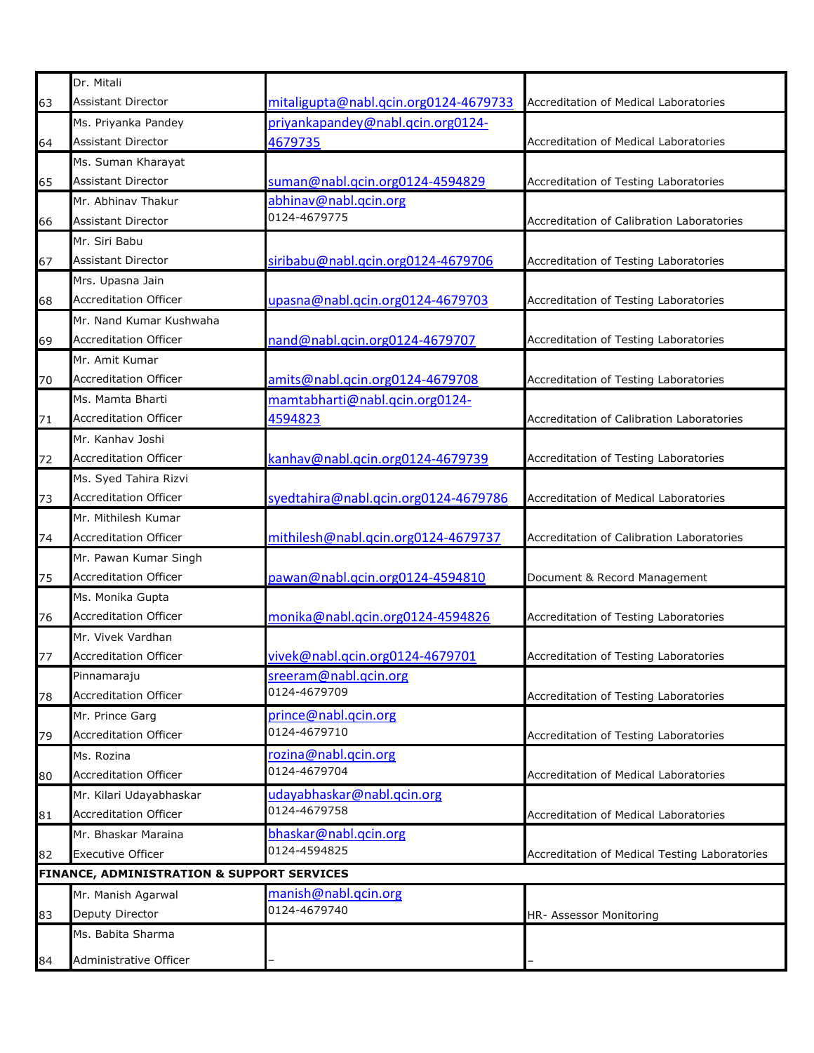| | | | |
|---|---|---|---|
| 63 | Dr. Mitali<br>Assistant Director | mitaligupta@nabl.qcin.org0124-4679733 | Accreditation of Medical Laboratories |
| 64 | Ms. Priyanka Pandey<br>Assistant Director | priyankapandey@nabl.qcin.org0124-4679735 | Accreditation of Medical Laboratories |
| 65 | Ms. Suman Kharayat<br>Assistant Director | suman@nabl.qcin.org0124-4594829 | Accreditation of Testing Laboratories |
| 66 | Mr. Abhinav Thakur<br>Assistant Director | abhinav@nabl.qcin.org<br>0124-4679775 | Accreditation of Calibration Laboratories |
| 67 | Mr. Siri Babu<br>Assistant Director | siribabu@nabl.qcin.org0124-4679706 | Accreditation of Testing Laboratories |
| 68 | Mrs. Upasna Jain<br>Accreditation Officer | upasna@nabl.qcin.org0124-4679703 | Accreditation of Testing Laboratories |
| 69 | Mr. Nand Kumar Kushwaha<br>Accreditation Officer | nand@nabl.qcin.org0124-4679707 | Accreditation of Testing Laboratories |
| 70 | Mr. Amit Kumar<br>Accreditation Officer | amits@nabl.qcin.org0124-4679708 | Accreditation of Testing Laboratories |
| 71 | Ms. Mamta Bharti<br>Accreditation Officer | mamtabharti@nabl.qcin.org0124-4594823 | Accreditation of Calibration Laboratories |
| 72 | Mr. Kanhav Joshi<br>Accreditation Officer | kanhav@nabl.qcin.org0124-4679739 | Accreditation of Testing Laboratories |
| 73 | Ms. Syed Tahira Rizvi<br>Accreditation Officer | syedtahira@nabl.qcin.org0124-4679786 | Accreditation of Medical Laboratories |
| 74 | Mr. Mithilesh Kumar<br>Accreditation Officer | mithilesh@nabl.qcin.org0124-4679737 | Accreditation of Calibration Laboratories |
| 75 | Mr. Pawan Kumar Singh<br>Accreditation Officer | pawan@nabl.qcin.org0124-4594810 | Document & Record Management |
| 76 | Ms. Monika Gupta<br>Accreditation Officer | monika@nabl.qcin.org0124-4594826 | Accreditation of Testing Laboratories |
| 77 | Mr. Vivek Vardhan<br>Accreditation Officer | vivek@nabl.qcin.org0124-4679701 | Accreditation of Testing Laboratories |
| 78 | Pinnamaraju<br>Accreditation Officer | sreeram@nabl.qcin.org<br>0124-4679709 | Accreditation of Testing Laboratories |
| 79 | Mr. Prince Garg<br>Accreditation Officer | prince@nabl.qcin.org<br>0124-4679710 | Accreditation of Testing Laboratories |
| 80 | Ms. Rozina<br>Accreditation Officer | rozina@nabl.qcin.org<br>0124-4679704 | Accreditation of Medical Laboratories |
| 81 | Mr. Kilari Udayabhaskar<br>Accreditation Officer | udayabhaskar@nabl.qcin.org<br>0124-4679758 | Accreditation of Medical Laboratories |
| 82 | Mr. Bhaskar Maraina<br>Executive Officer | bhaskar@nabl.qcin.org<br>0124-4594825 | Accreditation of Medical Testing Laboratories |
| **FINANCE, ADMINISTRATION & SUPPORT SERVICES** | | | |
| 83 | Mr. Manish Agarwal<br>Deputy Director | manish@nabl.qcin.org<br>0124-4679740 | HR- Assessor Monitoring |
| 84 | Ms. Babita Sharma<br>Administrative Officer | – | – |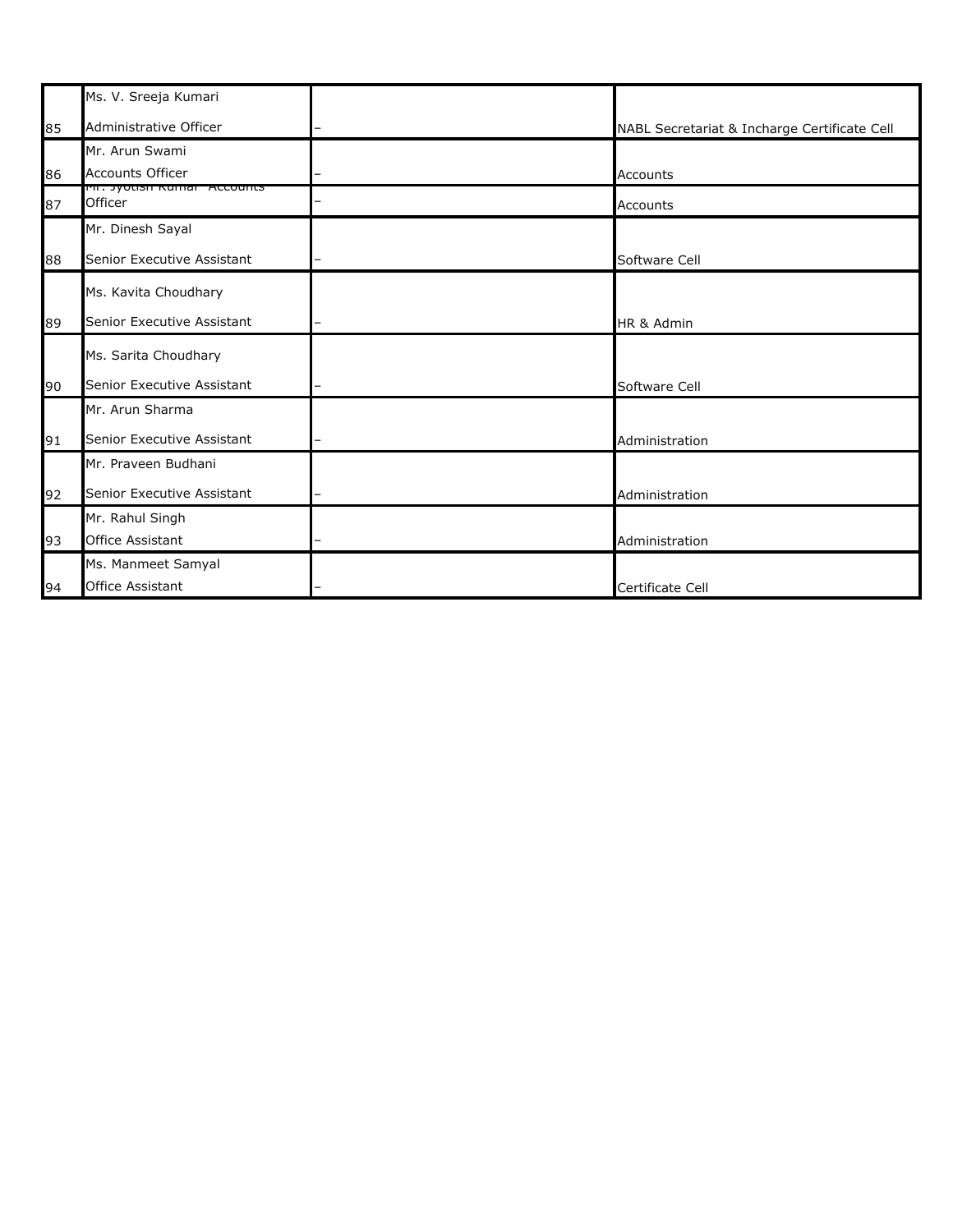| | | | |
|---|---|---|---|
| 85 | Ms. V. Sreeja Kumari<br>Administrative Officer | – | NABL Secretariat & Incharge Certificate Cell |
| 86 | Mr. Arun Swami<br>Accounts Officer | – | Accounts |
| 87 | Mr. Jyotish Kumar Accounts Officer | – | Accounts |
| 88 | Mr. Dinesh Sayal<br>Senior Executive Assistant | – | Software Cell |
| 89 | Ms. Kavita Choudhary<br>Senior Executive Assistant | – | HR & Admin |
| 90 | Ms. Sarita Choudhary<br>Senior Executive Assistant | – | Software Cell |
| 91 | Mr. Arun Sharma<br>Senior Executive Assistant | – | Administration |
| 92 | Mr. Praveen Budhani<br>Senior Executive Assistant | – | Administration |
| 93 | Mr. Rahul Singh<br>Office Assistant | – | Administration |
| 94 | Ms. Manmeet Samyal<br>Office Assistant | – | Certificate Cell |